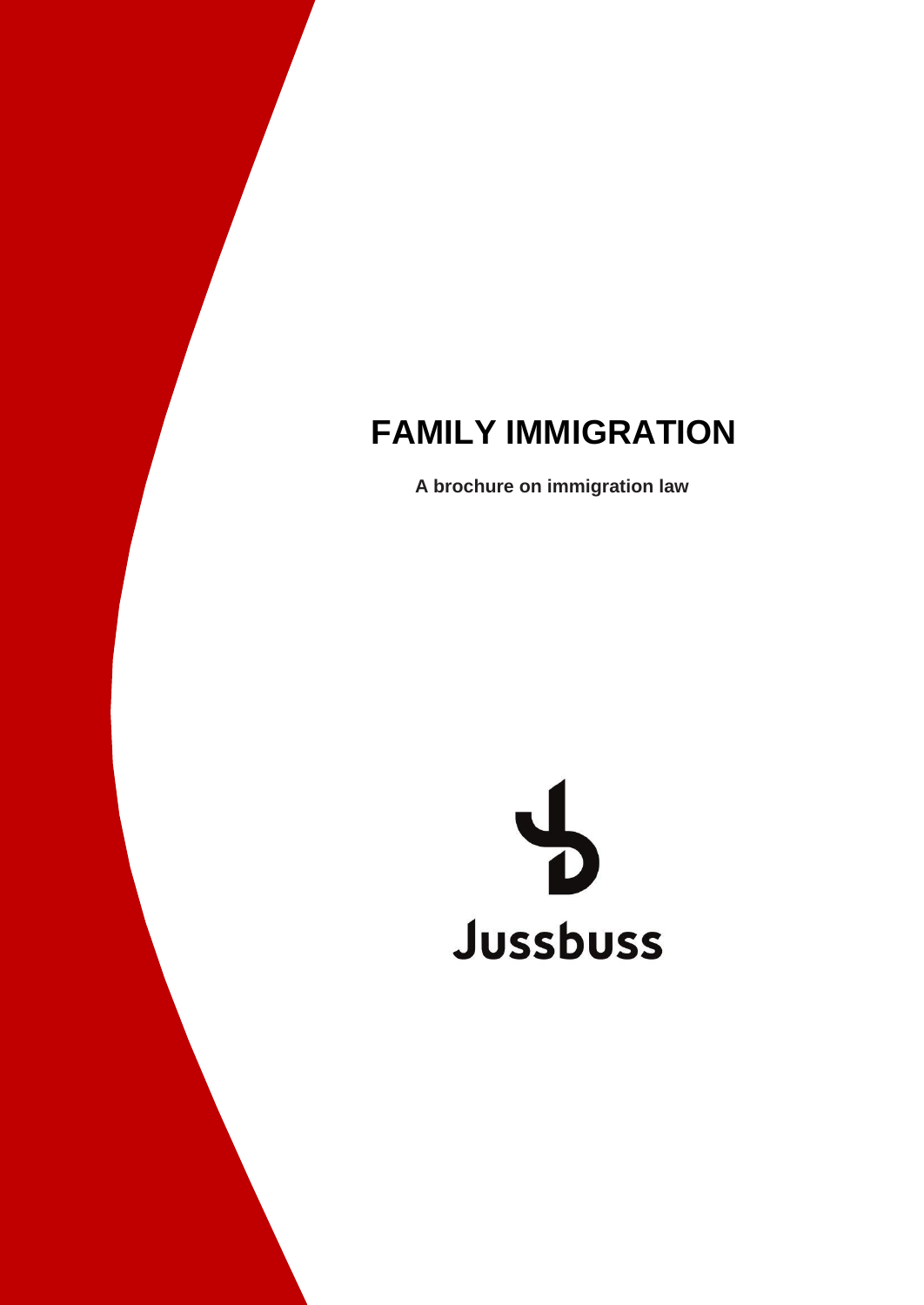# FAMILY IMMIGRATION

**A brochure on immigration law**

Jussbuss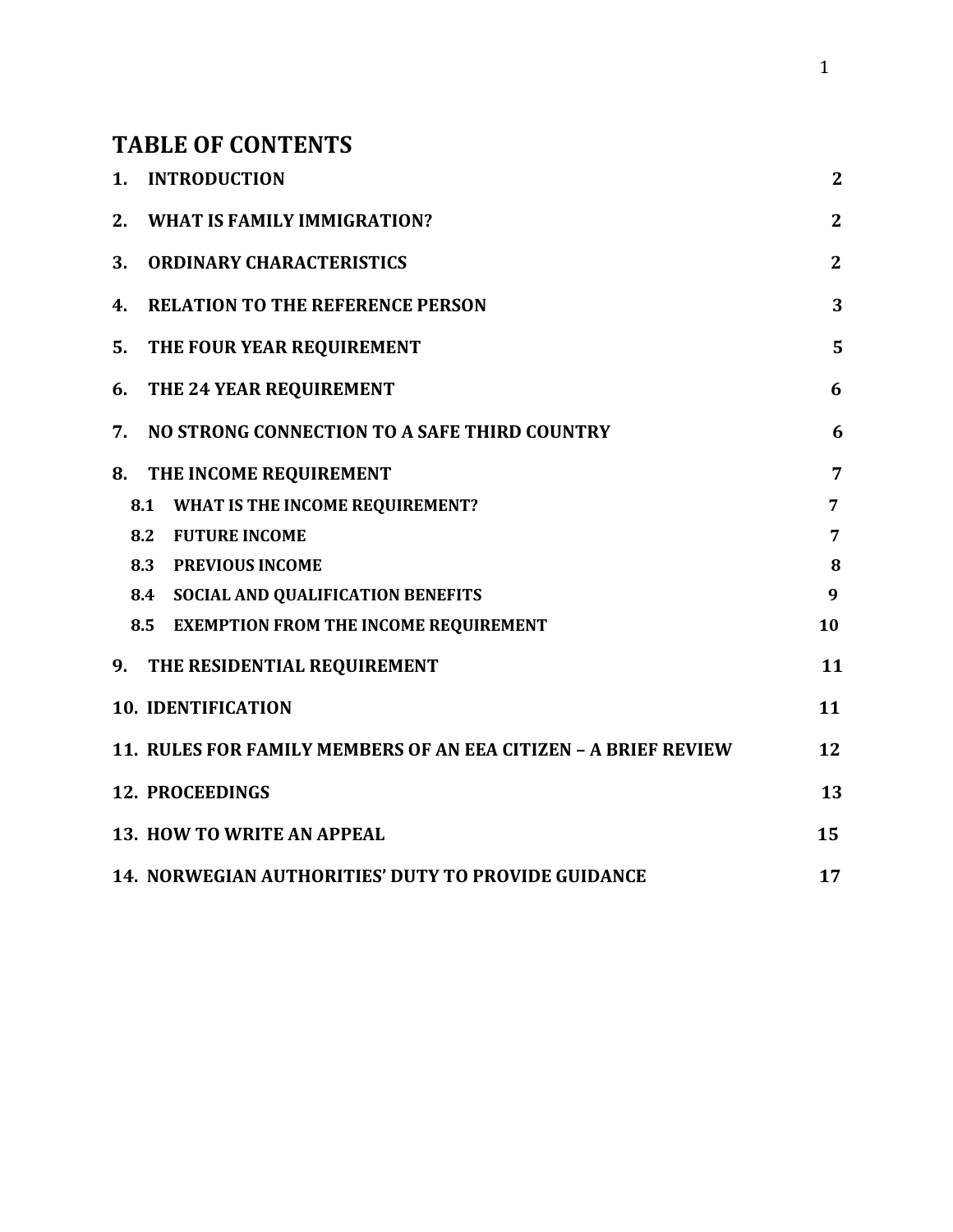# TABLE OF CONTENTS

| | |
|---|---|
| **1. INTRODUCTION** | **2** |
| **2. WHAT IS FAMILY IMMIGRATION?** | **2** |
| **3. ORDINARY CHARACTERISTICS** | **2** |
| **4. RELATION TO THE REFERENCE PERSON** | **3** |
| **5. THE FOUR YEAR REQUIREMENT** | **5** |
| **6. THE 24 YEAR REQUIREMENT** | **6** |
| **7. NO STRONG CONNECTION TO A SAFE THIRD COUNTRY** | **6** |
| **8. THE INCOME REQUIREMENT** | **7** |
| **8.1 WHAT IS THE INCOME REQUIREMENT?** | **7** |
| **8.2 FUTURE INCOME** | **7** |
| **8.3 PREVIOUS INCOME** | **8** |
| **8.4 SOCIAL AND QUALIFICATION BENEFITS** | **9** |
| **8.5 EXEMPTION FROM THE INCOME REQUIREMENT** | **10** |
| **9. THE RESIDENTIAL REQUIREMENT** | **11** |
| **10. IDENTIFICATION** | **11** |
| **11. RULES FOR FAMILY MEMBERS OF AN EEA CITIZEN – A BRIEF REVIEW** | **12** |
| **12. PROCEEDINGS** | **13** |
| **13. HOW TO WRITE AN APPEAL** | **15** |
| **14. NORWEGIAN AUTHORITIES' DUTY TO PROVIDE GUIDANCE** | **17** |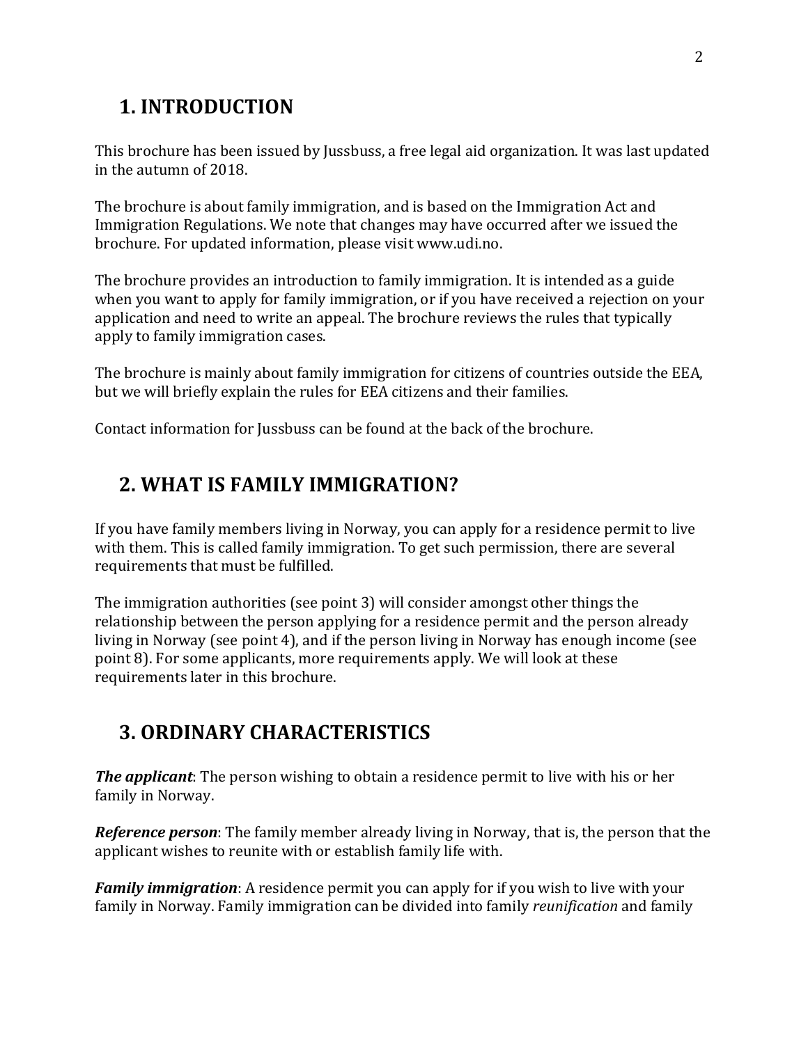## 1. INTRODUCTION

This brochure has been issued by Jussbuss, a free legal aid organization. It was last updated in the autumn of 2018.

The brochure is about family immigration, and is based on the Immigration Act and Immigration Regulations. We note that changes may have occurred after we issued the brochure. For updated information, please visit www.udi.no.

The brochure provides an introduction to family immigration. It is intended as a guide when you want to apply for family immigration, or if you have received a rejection on your application and need to write an appeal. The brochure reviews the rules that typically apply to family immigration cases.

The brochure is mainly about family immigration for citizens of countries outside the EEA, but we will briefly explain the rules for EEA citizens and their families.

Contact information for Jussbuss can be found at the back of the brochure.

## 2. WHAT IS FAMILY IMMIGRATION?

If you have family members living in Norway, you can apply for a residence permit to live with them. This is called family immigration. To get such permission, there are several requirements that must be fulfilled.

The immigration authorities (see point 3) will consider amongst other things the relationship between the person applying for a residence permit and the person already living in Norway (see point 4), and if the person living in Norway has enough income (see point 8). For some applicants, more requirements apply. We will look at these requirements later in this brochure.

## 3. ORDINARY CHARACTERISTICS

***The applicant***: The person wishing to obtain a residence permit to live with his or her family in Norway.

***Reference person***: The family member already living in Norway, that is, the person that the applicant wishes to reunite with or establish family life with.

***Family immigration***: A residence permit you can apply for if you wish to live with your family in Norway. Family immigration can be divided into family *reunification* and family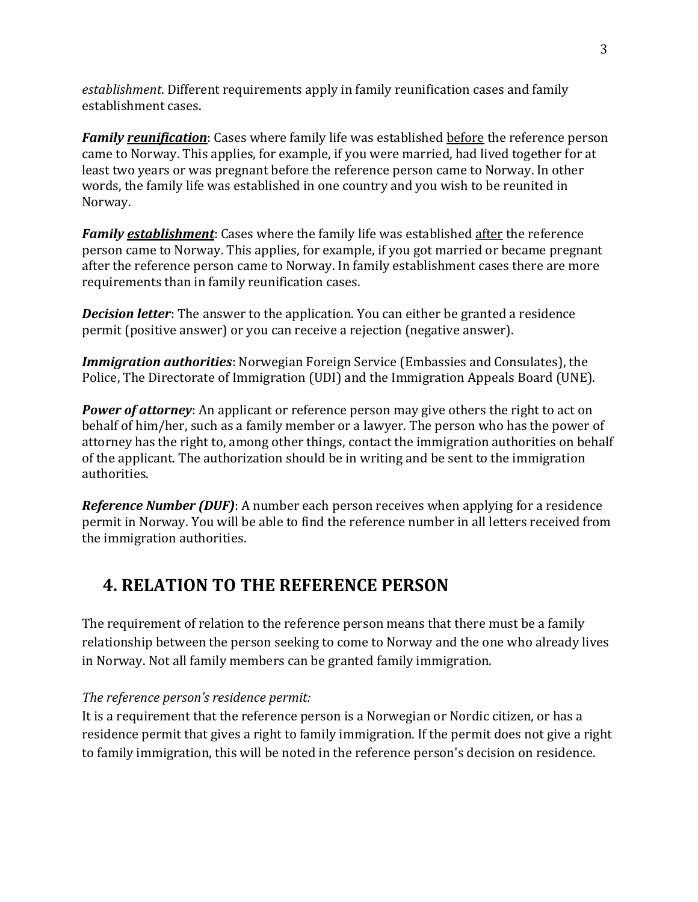*establishment*. Different requirements apply in family reunification cases and family establishment cases.

***Family <u>reunification</u>***: Cases where family life was established <u>before</u> the reference person came to Norway. This applies, for example, if you were married, had lived together for at least two years or was pregnant before the reference person came to Norway. In other words, the family life was established in one country and you wish to be reunited in Norway.

***Family <u>establishment</u>***: Cases where the family life was established <u>after</u> the reference person came to Norway. This applies, for example, if you got married or became pregnant after the reference person came to Norway. In family establishment cases there are more requirements than in family reunification cases.

***Decision letter***: The answer to the application. You can either be granted a residence permit (positive answer) or you can receive a rejection (negative answer).

***Immigration authorities***: Norwegian Foreign Service (Embassies and Consulates), the Police, The Directorate of Immigration (UDI) and the Immigration Appeals Board (UNE).

***Power of attorney***: An applicant or reference person may give others the right to act on behalf of him/her, such as a family member or a lawyer. The person who has the power of attorney has the right to, among other things, contact the immigration authorities on behalf of the applicant. The authorization should be in writing and be sent to the immigration authorities.

***Reference Number (DUF)***: A number each person receives when applying for a residence permit in Norway. You will be able to find the reference number in all letters received from the immigration authorities.

## 4. RELATION TO THE REFERENCE PERSON

The requirement of relation to the reference person means that there must be a family relationship between the person seeking to come to Norway and the one who already lives in Norway. Not all family members can be granted family immigration.

*The reference person's residence permit:*

It is a requirement that the reference person is a Norwegian or Nordic citizen, or has a residence permit that gives a right to family immigration. If the permit does not give a right to family immigration, this will be noted in the reference person's decision on residence.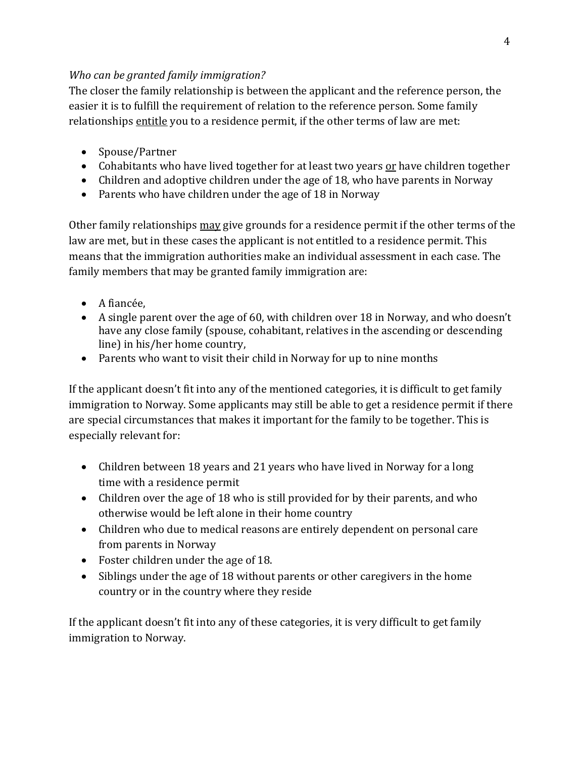*Who can be granted family immigration?*

The closer the family relationship is between the applicant and the reference person, the easier it is to fulfill the requirement of relation to the reference person. Some family relationships <u>entitle</u> you to a residence permit, if the other terms of law are met:

- Spouse/Partner
- Cohabitants who have lived together for at least two years <u>or</u> have children together
- Children and adoptive children under the age of 18, who have parents in Norway
- Parents who have children under the age of 18 in Norway

Other family relationships <u>may</u> give grounds for a residence permit if the other terms of the law are met, but in these cases the applicant is not entitled to a residence permit. This means that the immigration authorities make an individual assessment in each case. The family members that may be granted family immigration are:

- A fiancée,
- A single parent over the age of 60, with children over 18 in Norway, and who doesn't have any close family (spouse, cohabitant, relatives in the ascending or descending line) in his/her home country,
- Parents who want to visit their child in Norway for up to nine months

If the applicant doesn't fit into any of the mentioned categories, it is difficult to get family immigration to Norway. Some applicants may still be able to get a residence permit if there are special circumstances that makes it important for the family to be together. This is especially relevant for:

- Children between 18 years and 21 years who have lived in Norway for a long time with a residence permit
- Children over the age of 18 who is still provided for by their parents, and who otherwise would be left alone in their home country
- Children who due to medical reasons are entirely dependent on personal care from parents in Norway
- Foster children under the age of 18.
- Siblings under the age of 18 without parents or other caregivers in the home country or in the country where they reside

If the applicant doesn't fit into any of these categories, it is very difficult to get family immigration to Norway.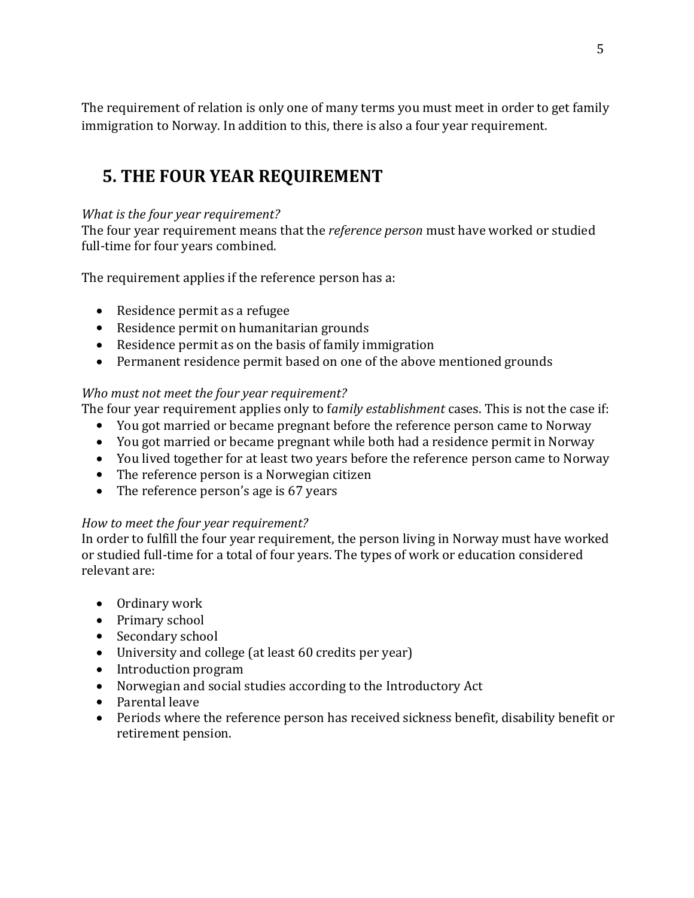The requirement of relation is only one of many terms you must meet in order to get family immigration to Norway. In addition to this, there is also a four year requirement.

## 5. THE FOUR YEAR REQUIREMENT

*What is the four year requirement?*
The four year requirement means that the *reference person* must have worked or studied full-time for four years combined.

The requirement applies if the reference person has a:

- Residence permit as a refugee
- Residence permit on humanitarian grounds
- Residence permit as on the basis of family immigration
- Permanent residence permit based on one of the above mentioned grounds

*Who must not meet the four year requirement?*
The four year requirement applies only to f*amily establishment* cases. This is not the case if:

- You got married or became pregnant before the reference person came to Norway
- You got married or became pregnant while both had a residence permit in Norway
- You lived together for at least two years before the reference person came to Norway
- The reference person is a Norwegian citizen
- The reference person's age is 67 years

*How to meet the four year requirement?*
In order to fulfill the four year requirement, the person living in Norway must have worked or studied full-time for a total of four years. The types of work or education considered relevant are:

- Ordinary work
- Primary school
- Secondary school
- University and college (at least 60 credits per year)
- Introduction program
- Norwegian and social studies according to the Introductory Act
- Parental leave
- Periods where the reference person has received sickness benefit, disability benefit or retirement pension.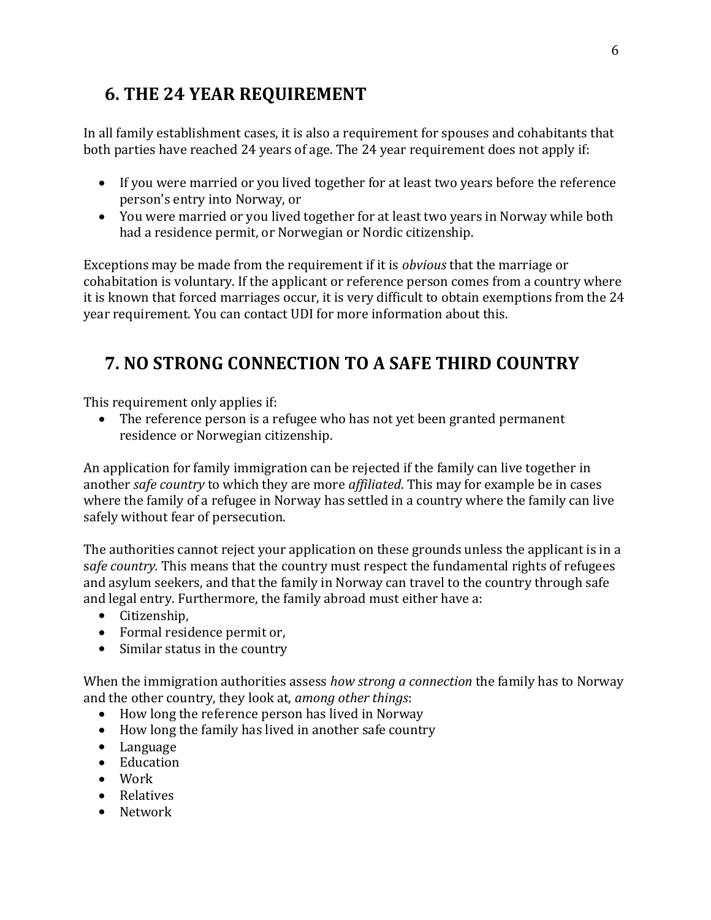## 6. THE 24 YEAR REQUIREMENT

In all family establishment cases, it is also a requirement for spouses and cohabitants that both parties have reached 24 years of age. The 24 year requirement does not apply if:

- If you were married or you lived together for at least two years before the reference person's entry into Norway, or
- You were married or you lived together for at least two years in Norway while both had a residence permit, or Norwegian or Nordic citizenship.

Exceptions may be made from the requirement if it is *obvious* that the marriage or cohabitation is voluntary. If the applicant or reference person comes from a country where it is known that forced marriages occur, it is very difficult to obtain exemptions from the 24 year requirement. You can contact UDI for more information about this.

## 7. NO STRONG CONNECTION TO A SAFE THIRD COUNTRY

This requirement only applies if:

- The reference person is a refugee who has not yet been granted permanent residence or Norwegian citizenship.

An application for family immigration can be rejected if the family can live together in another *safe country* to which they are more *affiliated*. This may for example be in cases where the family of a refugee in Norway has settled in a country where the family can live safely without fear of persecution.

The authorities cannot reject your application on these grounds unless the applicant is in a s*afe country.* This means that the country must respect the fundamental rights of refugees and asylum seekers, and that the family in Norway can travel to the country through safe and legal entry. Furthermore, the family abroad must either have a:

- Citizenship,
- Formal residence permit or,
- Similar status in the country

When the immigration authorities assess *how strong a connection* the family has to Norway and the other country, they look at, *among other things*:

- How long the reference person has lived in Norway
- How long the family has lived in another safe country
- Language
- Education
- Work
- Relatives
- Network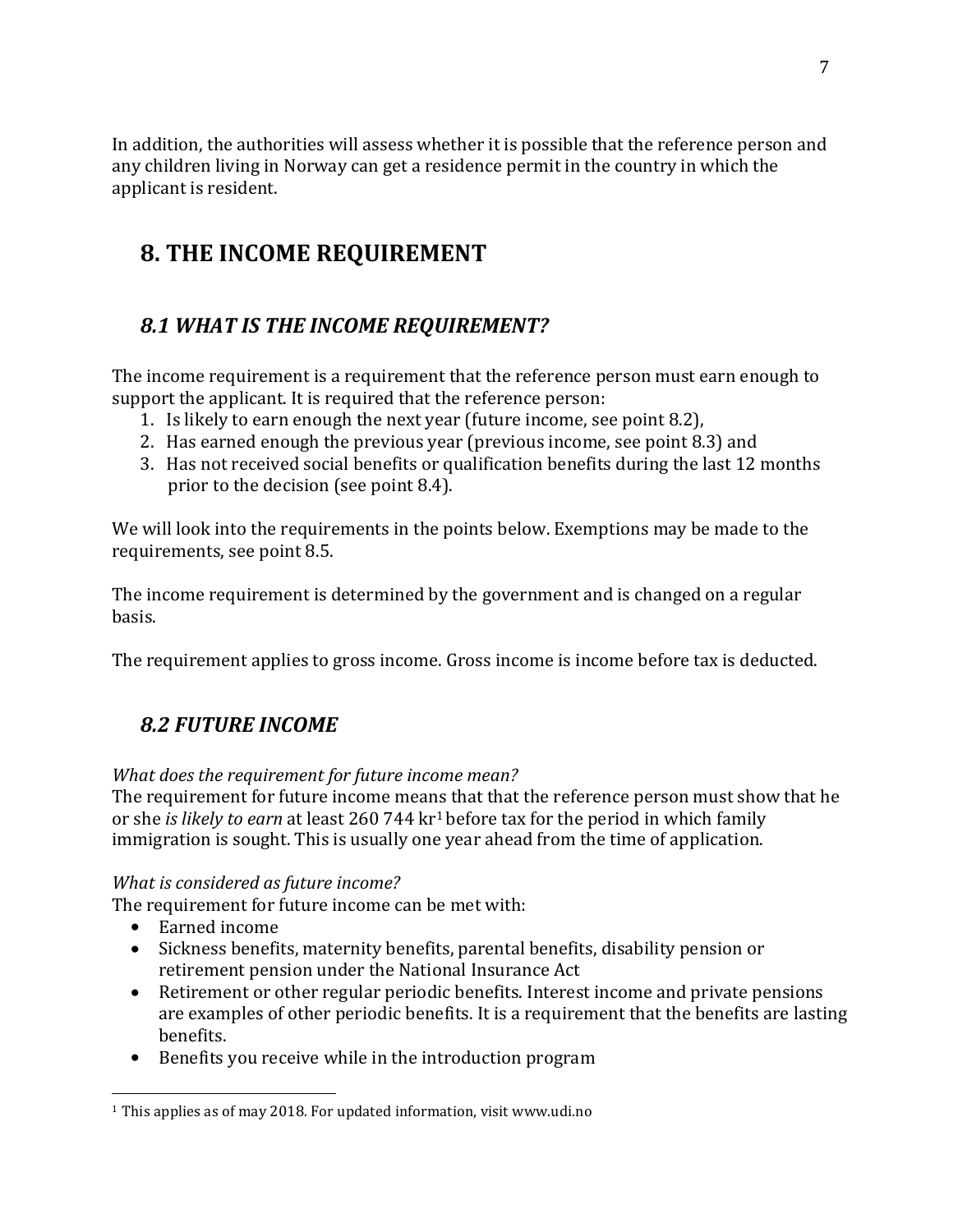In addition, the authorities will assess whether it is possible that the reference person and any children living in Norway can get a residence permit in the country in which the applicant is resident.

# 8. THE INCOME REQUIREMENT

## *8.1 WHAT IS THE INCOME REQUIREMENT?*

The income requirement is a requirement that the reference person must earn enough to support the applicant. It is required that the reference person:

1. Is likely to earn enough the next year (future income, see point 8.2),
2. Has earned enough the previous year (previous income, see point 8.3) and
3. Has not received social benefits or qualification benefits during the last 12 months prior to the decision (see point 8.4).

We will look into the requirements in the points below. Exemptions may be made to the requirements, see point 8.5.

The income requirement is determined by the government and is changed on a regular basis.

The requirement applies to gross income. Gross income is income before tax is deducted.

## *8.2 FUTURE INCOME*

*What does the requirement for future income mean?*
The requirement for future income means that that the reference person must show that he or she *is likely to earn* at least 260 744 kr[1] before tax for the period in which family immigration is sought. This is usually one year ahead from the time of application.

*What is considered as future income?*
The requirement for future income can be met with:

- Earned income
- Sickness benefits, maternity benefits, parental benefits, disability pension or retirement pension under the National Insurance Act
- Retirement or other regular periodic benefits. Interest income and private pensions are examples of other periodic benefits. It is a requirement that the benefits are lasting benefits.
- Benefits you receive while in the introduction program

[1] This applies as of may 2018. For updated information, visit www.udi.no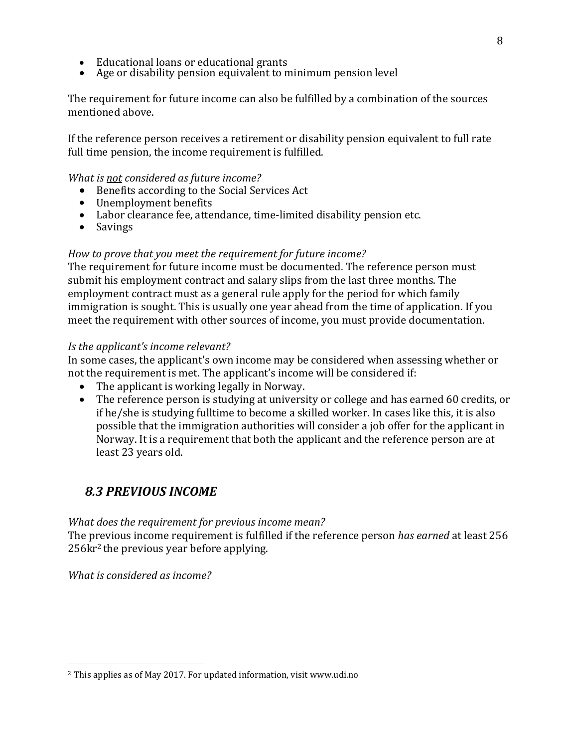- Educational loans or educational grants
- Age or disability pension equivalent to minimum pension level

The requirement for future income can also be fulfilled by a combination of the sources mentioned above.

If the reference person receives a retirement or disability pension equivalent to full rate full time pension, the income requirement is fulfilled.

*What is not considered as future income?*

- Benefits according to the Social Services Act
- Unemployment benefits
- Labor clearance fee, attendance, time-limited disability pension etc.
- Savings

*How to prove that you meet the requirement for future income?*

The requirement for future income must be documented. The reference person must submit his employment contract and salary slips from the last three months. The employment contract must as a general rule apply for the period for which family immigration is sought. This is usually one year ahead from the time of application. If you meet the requirement with other sources of income, you must provide documentation.

*Is the applicant's income relevant?*

In some cases, the applicant's own income may be considered when assessing whether or not the requirement is met. The applicant's income will be considered if:

- The applicant is working legally in Norway.
- The reference person is studying at university or college and has earned 60 credits, or if he/she is studying fulltime to become a skilled worker. In cases like this, it is also possible that the immigration authorities will consider a job offer for the applicant in Norway. It is a requirement that both the applicant and the reference person are at least 23 years old.

## *8.3 PREVIOUS INCOME*

*What does the requirement for previous income mean?*

The previous income requirement is fulfilled if the reference person *has earned* at least 256 256kr[2] the previous year before applying.

*What is considered as income?*

[2] This applies as of May 2017. For updated information, visit www.udi.no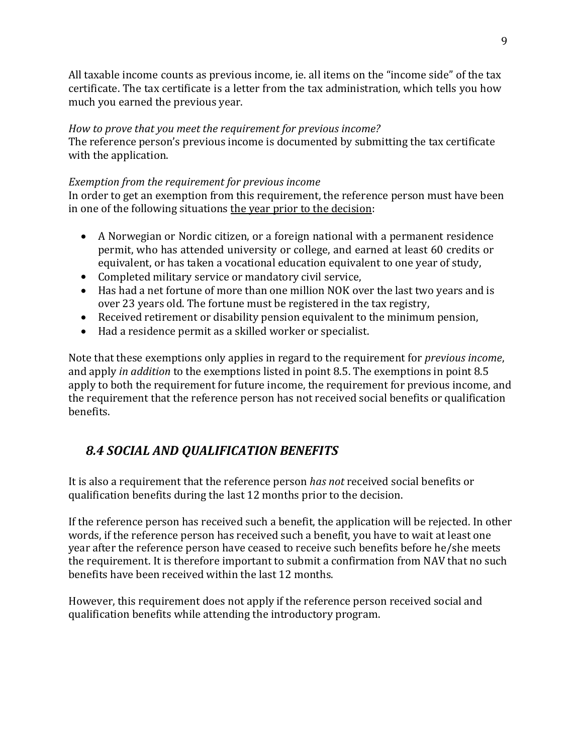All taxable income counts as previous income, ie. all items on the "income side" of the tax certificate. The tax certificate is a letter from the tax administration, which tells you how much you earned the previous year.

*How to prove that you meet the requirement for previous income?*
The reference person's previous income is documented by submitting the tax certificate with the application.

*Exemption from the requirement for previous income*
In order to get an exemption from this requirement, the reference person must have been in one of the following situations <u>the year prior to the decision</u>:

- A Norwegian or Nordic citizen, or a foreign national with a permanent residence permit, who has attended university or college, and earned at least 60 credits or equivalent, or has taken a vocational education equivalent to one year of study,
- Completed military service or mandatory civil service,
- Has had a net fortune of more than one million NOK over the last two years and is over 23 years old. The fortune must be registered in the tax registry,
- Received retirement or disability pension equivalent to the minimum pension,
- Had a residence permit as a skilled worker or specialist.

Note that these exemptions only applies in regard to the requirement for *previous income*, and apply *in addition* to the exemptions listed in point 8.5. The exemptions in point 8.5 apply to both the requirement for future income, the requirement for previous income, and the requirement that the reference person has not received social benefits or qualification benefits.

## *8.4 SOCIAL AND QUALIFICATION BENEFITS*

It is also a requirement that the reference person *has not* received social benefits or qualification benefits during the last 12 months prior to the decision.

If the reference person has received such a benefit, the application will be rejected. In other words, if the reference person has received such a benefit, you have to wait at least one year after the reference person have ceased to receive such benefits before he/she meets the requirement. It is therefore important to submit a confirmation from NAV that no such benefits have been received within the last 12 months.

However, this requirement does not apply if the reference person received social and qualification benefits while attending the introductory program.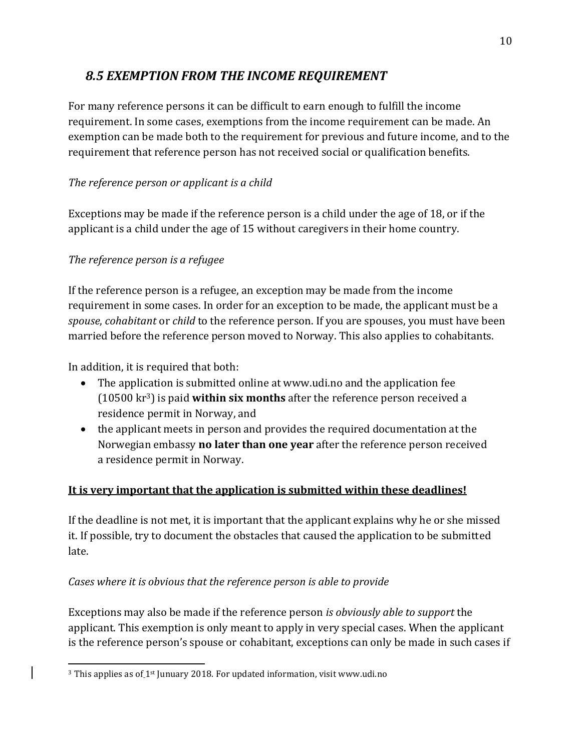## *8.5 EXEMPTION FROM THE INCOME REQUIREMENT*

For many reference persons it can be difficult to earn enough to fulfill the income requirement. In some cases, exemptions from the income requirement can be made. An exemption can be made both to the requirement for previous and future income, and to the requirement that reference person has not received social or qualification benefits.

*The reference person or applicant is a child*

Exceptions may be made if the reference person is a child under the age of 18, or if the applicant is a child under the age of 15 without caregivers in their home country.

*The reference person is a refugee*

If the reference person is a refugee, an exception may be made from the income requirement in some cases. In order for an exception to be made, the applicant must be a *spouse*, *cohabitant* or *child* to the reference person. If you are spouses, you must have been married before the reference person moved to Norway. This also applies to cohabitants.

In addition, it is required that both:

- The application is submitted online at www.udi.no and the application fee (10500 kr[3]) is paid **within six months** after the reference person received a residence permit in Norway, and
- the applicant meets in person and provides the required documentation at the Norwegian embassy **no later than one year** after the reference person received a residence permit in Norway.

**It is very important that the application is submitted within these deadlines!**

If the deadline is not met, it is important that the applicant explains why he or she missed it. If possible, try to document the obstacles that caused the application to be submitted late.

*Cases where it is obvious that the reference person is able to provide*

Exceptions may also be made if the reference person *is obviously able to support* the applicant. This exemption is only meant to apply in very special cases. When the applicant is the reference person's spouse or cohabitant, exceptions can only be made in such cases if

[3] This applies as of 1st Junuary 2018. For updated information, visit www.udi.no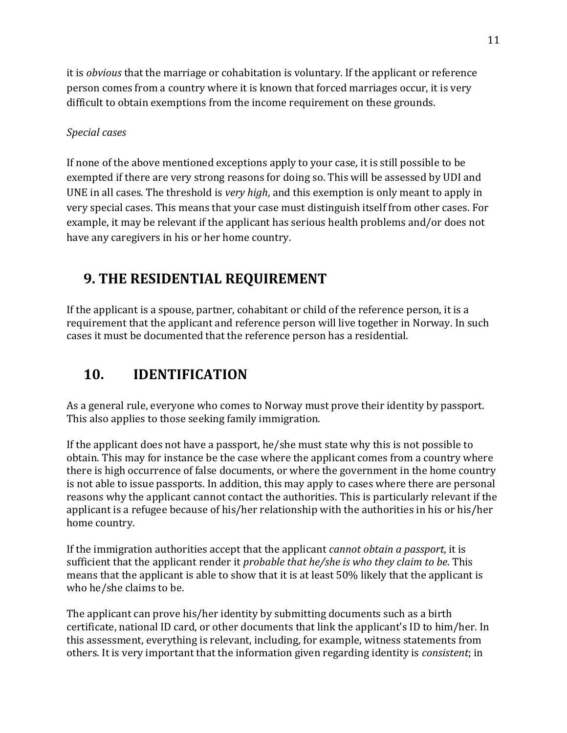it is *obvious* that the marriage or cohabitation is voluntary. If the applicant or reference person comes from a country where it is known that forced marriages occur, it is very difficult to obtain exemptions from the income requirement on these grounds.

*Special cases*

If none of the above mentioned exceptions apply to your case, it is still possible to be exempted if there are very strong reasons for doing so. This will be assessed by UDI and UNE in all cases. The threshold is *very high*, and this exemption is only meant to apply in very special cases. This means that your case must distinguish itself from other cases. For example, it may be relevant if the applicant has serious health problems and/or does not have any caregivers in his or her home country.

## 9. THE RESIDENTIAL REQUIREMENT

If the applicant is a spouse, partner, cohabitant or child of the reference person, it is a requirement that the applicant and reference person will live together in Norway. In such cases it must be documented that the reference person has a residential.

## 10. IDENTIFICATION

As a general rule, everyone who comes to Norway must prove their identity by passport. This also applies to those seeking family immigration.

If the applicant does not have a passport, he/she must state why this is not possible to obtain. This may for instance be the case where the applicant comes from a country where there is high occurrence of false documents, or where the government in the home country is not able to issue passports. In addition, this may apply to cases where there are personal reasons why the applicant cannot contact the authorities. This is particularly relevant if the applicant is a refugee because of his/her relationship with the authorities in his or his/her home country.

If the immigration authorities accept that the applicant *cannot obtain a passport*, it is sufficient that the applicant render it *probable that he/she is who they claim to be*. This means that the applicant is able to show that it is at least 50% likely that the applicant is who he/she claims to be.

The applicant can prove his/her identity by submitting documents such as a birth certificate, national ID card, or other documents that link the applicant's ID to him/her. In this assessment, everything is relevant, including, for example, witness statements from others. It is very important that the information given regarding identity is *consistent*; in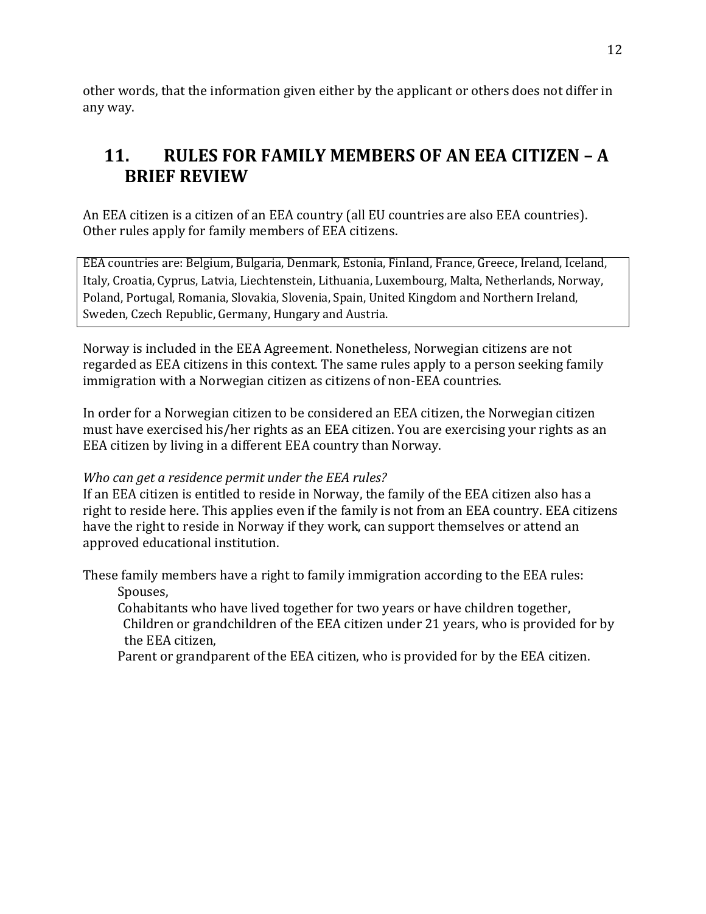other words, that the information given either by the applicant or others does not differ in any way.

## 11. RULES FOR FAMILY MEMBERS OF AN EEA CITIZEN – A BRIEF REVIEW

An EEA citizen is a citizen of an EEA country (all EU countries are also EEA countries). Other rules apply for family members of EEA citizens.

EEA countries are: Belgium, Bulgaria, Denmark, Estonia, Finland, France, Greece, Ireland, Iceland, Italy, Croatia, Cyprus, Latvia, Liechtenstein, Lithuania, Luxembourg, Malta, Netherlands, Norway, Poland, Portugal, Romania, Slovakia, Slovenia, Spain, United Kingdom and Northern Ireland, Sweden, Czech Republic, Germany, Hungary and Austria.

Norway is included in the EEA Agreement. Nonetheless, Norwegian citizens are not regarded as EEA citizens in this context. The same rules apply to a person seeking family immigration with a Norwegian citizen as citizens of non-EEA countries.

In order for a Norwegian citizen to be considered an EEA citizen, the Norwegian citizen must have exercised his/her rights as an EEA citizen. You are exercising your rights as an EEA citizen by living in a different EEA country than Norway.

*Who can get a residence permit under the EEA rules?*
If an EEA citizen is entitled to reside in Norway, the family of the EEA citizen also has a right to reside here. This applies even if the family is not from an EEA country. EEA citizens have the right to reside in Norway if they work, can support themselves or attend an approved educational institution.

These family members have a right to family immigration according to the EEA rules:

- Spouses,
- Cohabitants who have lived together for two years or have children together,
- Children or grandchildren of the EEA citizen under 21 years, who is provided for by the EEA citizen,
- Parent or grandparent of the EEA citizen, who is provided for by the EEA citizen.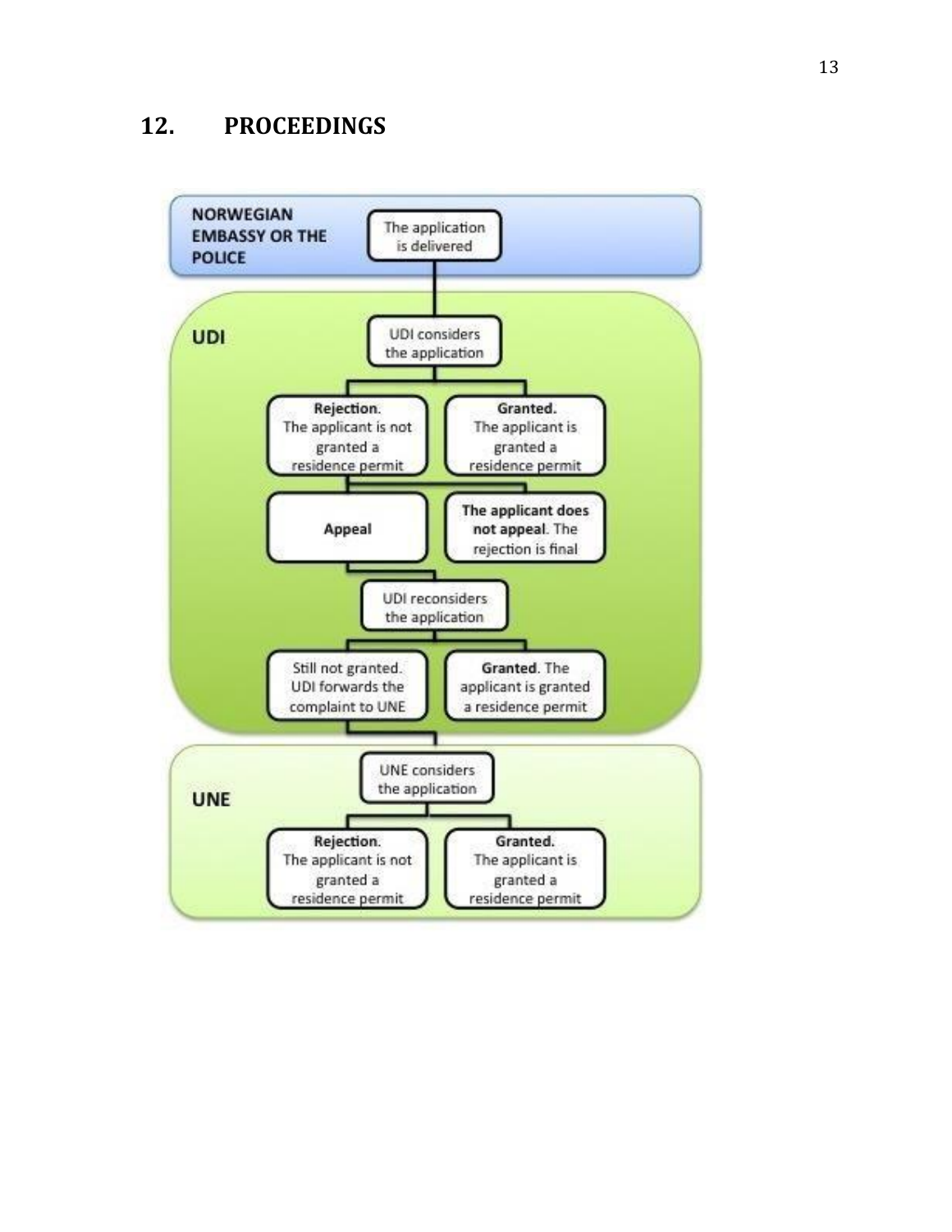## 12. PROCEEDINGS

**NORWEGIAN EMBASSY OR THE POLICE**

The application is delivered

**UDI**

UDI considers the application

**Rejection.** The applicant is not granted a residence permit

**Granted.** The applicant is granted a residence permit

**Appeal**

**The applicant does not appeal**. The rejection is final

UDI reconsiders the application

Still not granted. UDI forwards the complaint to UNE

**Granted**. The applicant is granted a residence permit

**UNE**

UNE considers the application

**Rejection.** The applicant is not granted a residence permit

**Granted.** The applicant is granted a residence permit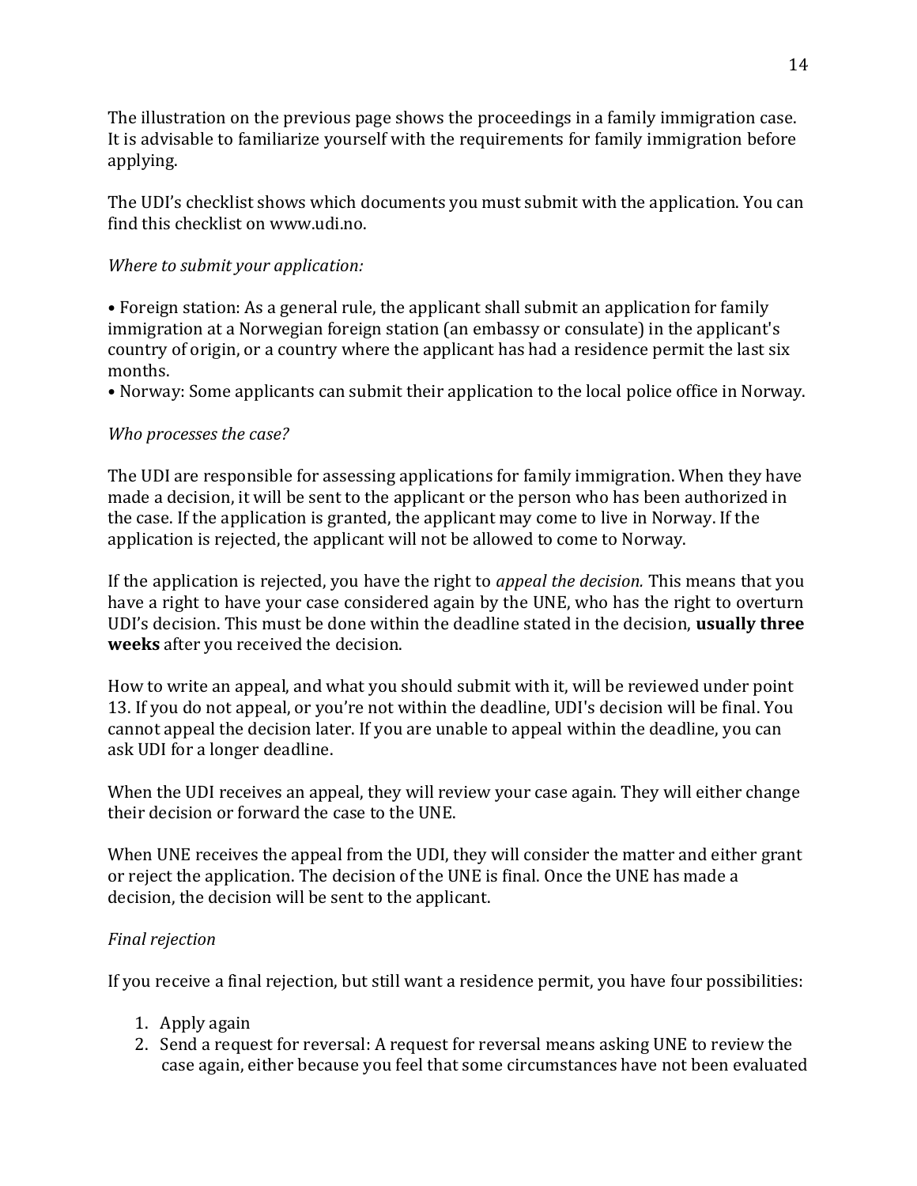The illustration on the previous page shows the proceedings in a family immigration case. It is advisable to familiarize yourself with the requirements for family immigration before applying.

The UDI's checklist shows which documents you must submit with the application. You can find this checklist on www.udi.no.

*Where to submit your application:*

• Foreign station: As a general rule, the applicant shall submit an application for family immigration at a Norwegian foreign station (an embassy or consulate) in the applicant's country of origin, or a country where the applicant has had a residence permit the last six months.
• Norway: Some applicants can submit their application to the local police office in Norway.

*Who processes the case?*

The UDI are responsible for assessing applications for family immigration. When they have made a decision, it will be sent to the applicant or the person who has been authorized in the case. If the application is granted, the applicant may come to live in Norway. If the application is rejected, the applicant will not be allowed to come to Norway.

If the application is rejected, you have the right to *appeal the decision.* This means that you have a right to have your case considered again by the UNE, who has the right to overturn UDI's decision. This must be done within the deadline stated in the decision, **usually three weeks** after you received the decision.

How to write an appeal, and what you should submit with it, will be reviewed under point 13. If you do not appeal, or you're not within the deadline, UDI's decision will be final. You cannot appeal the decision later. If you are unable to appeal within the deadline, you can ask UDI for a longer deadline.

When the UDI receives an appeal, they will review your case again. They will either change their decision or forward the case to the UNE.

When UNE receives the appeal from the UDI, they will consider the matter and either grant or reject the application. The decision of the UNE is final. Once the UNE has made a decision, the decision will be sent to the applicant.

*Final rejection*

If you receive a final rejection, but still want a residence permit, you have four possibilities:

1. Apply again
2. Send a request for reversal: A request for reversal means asking UNE to review the case again, either because you feel that some circumstances have not been evaluated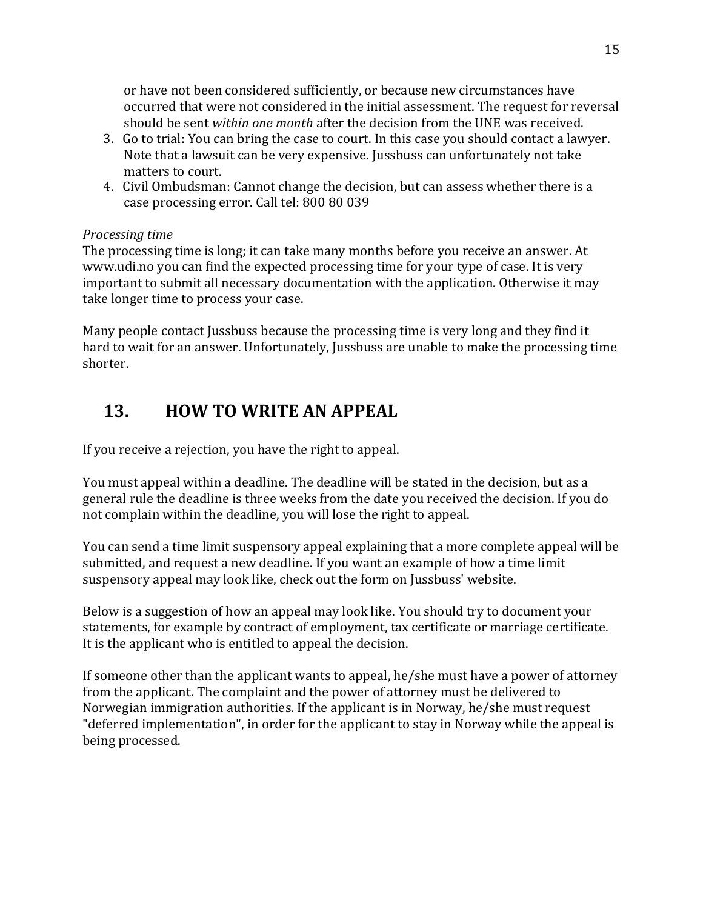or have not been considered sufficiently, or because new circumstances have occurred that were not considered in the initial assessment. The request for reversal should be sent *within one month* after the decision from the UNE was received.

3. Go to trial: You can bring the case to court. In this case you should contact a lawyer. Note that a lawsuit can be very expensive. Jussbuss can unfortunately not take matters to court.
4. Civil Ombudsman: Cannot change the decision, but can assess whether there is a case processing error. Call tel: 800 80 039

*Processing time*

The processing time is long; it can take many months before you receive an answer. At www.udi.no you can find the expected processing time for your type of case. It is very important to submit all necessary documentation with the application. Otherwise it may take longer time to process your case.

Many people contact Jussbuss because the processing time is very long and they find it hard to wait for an answer. Unfortunately, Jussbuss are unable to make the processing time shorter.

## 13. HOW TO WRITE AN APPEAL

If you receive a rejection, you have the right to appeal.

You must appeal within a deadline. The deadline will be stated in the decision, but as a general rule the deadline is three weeks from the date you received the decision. If you do not complain within the deadline, you will lose the right to appeal.

You can send a time limit suspensory appeal explaining that a more complete appeal will be submitted, and request a new deadline. If you want an example of how a time limit suspensory appeal may look like, check out the form on Jussbuss' website.

Below is a suggestion of how an appeal may look like. You should try to document your statements, for example by contract of employment, tax certificate or marriage certificate. It is the applicant who is entitled to appeal the decision.

If someone other than the applicant wants to appeal, he/she must have a power of attorney from the applicant. The complaint and the power of attorney must be delivered to Norwegian immigration authorities. If the applicant is in Norway, he/she must request "deferred implementation", in order for the applicant to stay in Norway while the appeal is being processed.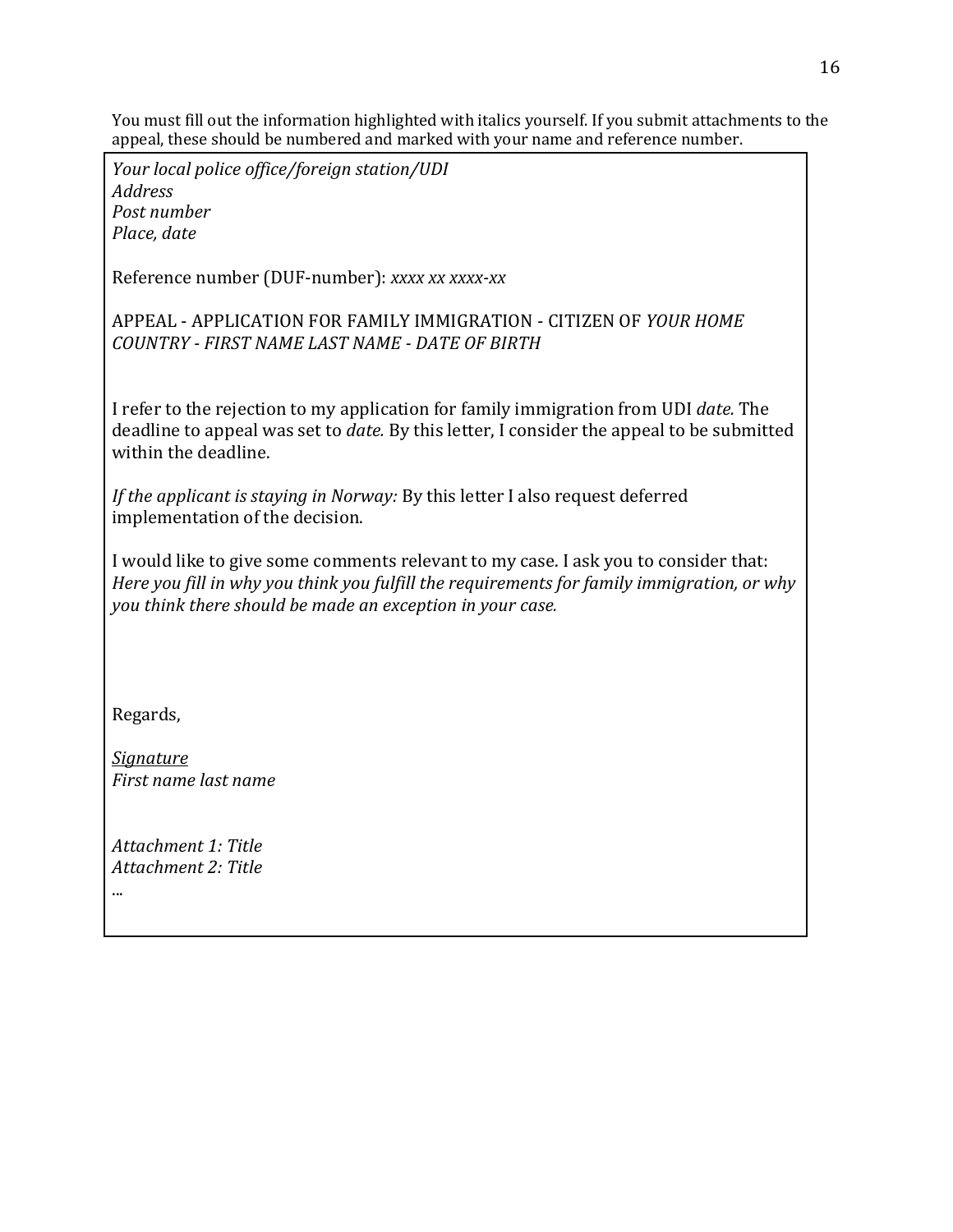You must fill out the information highlighted with italics yourself. If you submit attachments to the appeal, these should be numbered and marked with your name and reference number.

*Your local police office/foreign station/UDI*
*Address*
*Post number*
*Place, date*

Reference number (DUF-number): *xxxx xx xxxx-xx*

APPEAL - APPLICATION FOR FAMILY IMMIGRATION - CITIZEN OF *YOUR HOME COUNTRY - FIRST NAME LAST NAME - DATE OF BIRTH*

I refer to the rejection to my application for family immigration from UDI *date.* The deadline to appeal was set to *date.* By this letter, I consider the appeal to be submitted within the deadline.

*If the applicant is staying in Norway:* By this letter I also request deferred implementation of the decision.

I would like to give some comments relevant to my case. I ask you to consider that: *Here you fill in why you think you fulfill the requirements for family immigration, or why you think there should be made an exception in your case.*

Regards,

*Signature*
*First name last name*

*Attachment 1: Title*
*Attachment 2: Title*
...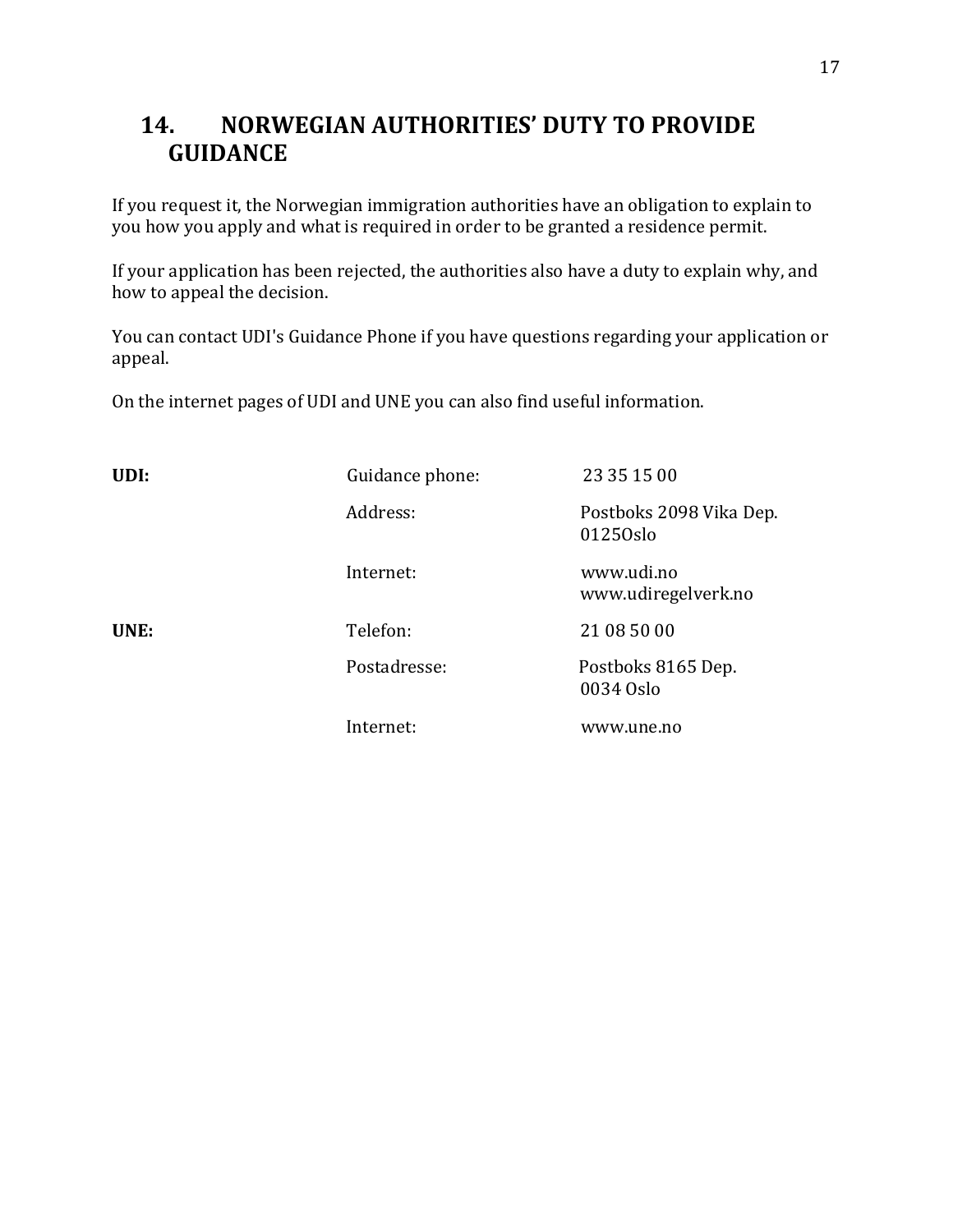## 14. NORWEGIAN AUTHORITIES' DUTY TO PROVIDE GUIDANCE

If you request it, the Norwegian immigration authorities have an obligation to explain to you how you apply and what is required in order to be granted a residence permit.

If your application has been rejected, the authorities also have a duty to explain why, and how to appeal the decision.

You can contact UDI's Guidance Phone if you have questions regarding your application or appeal.

On the internet pages of UDI and UNE you can also find useful information.

| | | |
|---|---|---|
| **UDI:** | Guidance phone: | 23 35 15 00 |
| | Address: | Postboks 2098 Vika Dep. 0125Oslo |
| | Internet: | www.udi.no www.udiregelverk.no |
| **UNE:** | Telefon: | 21 08 50 00 |
| | Postadresse: | Postboks 8165 Dep. 0034 Oslo |
| | Internet: | www.une.no |